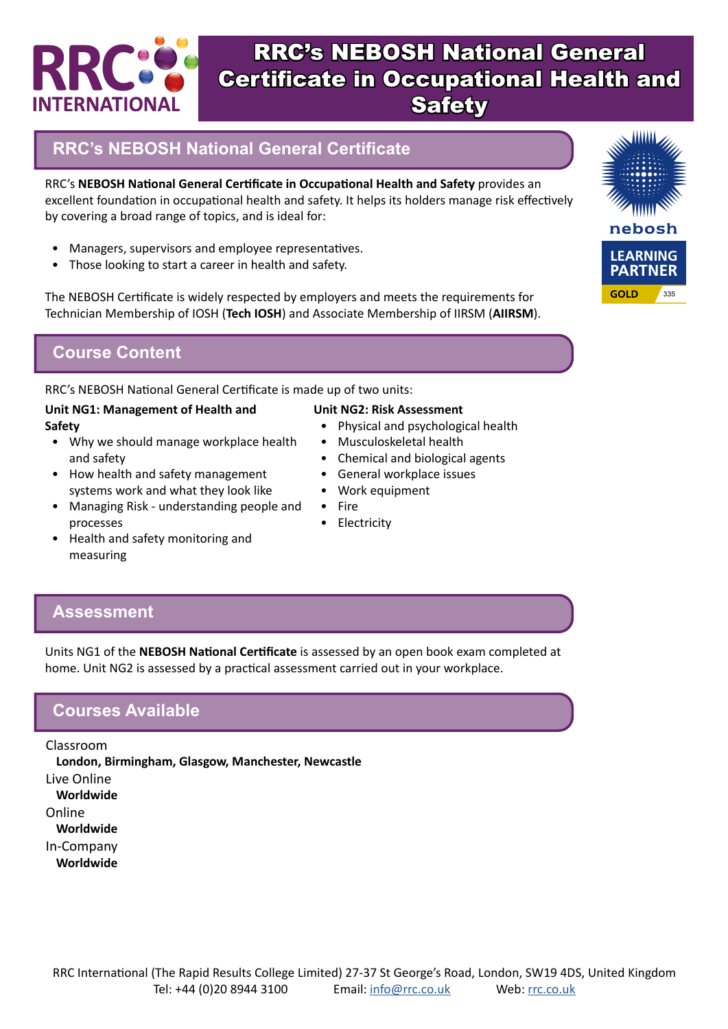# RRC's NEBOSH National General Certificate in Occupational Health and Safety

## RRC's NEBOSH National General Certificate

RRC's **NEBOSH National General Certificate in Occupational Health and Safety** provides an excellent foundation in occupational health and safety. It helps its holders manage risk effectively by covering a broad range of topics, and is ideal for:

- Managers, supervisors and employee representatives.
- Those looking to start a career in health and safety.

The NEBOSH Certificate is widely respected by employers and meets the requirements for Technician Membership of IOSH (**Tech IOSH**) and Associate Membership of IIRSM (**AIIRSM**).

## Course Content

RRC's NEBOSH National General Certificate is made up of two units:

**Unit NG1: Management of Health and Safety**

- Why we should manage workplace health and safety
- How health and safety management systems work and what they look like
- Managing Risk - understanding people and processes
- Health and safety monitoring and measuring

**Unit NG2: Risk Assessment**

- Physical and psychological health
- Musculoskeletal health
- Chemical and biological agents
- General workplace issues
- Work equipment
- Fire
- Electricity

## Assessment

Units NG1 of the **NEBOSH National Certificate** is assessed by an open book exam completed at home. Unit NG2 is assessed by a practical assessment carried out in your workplace.

## Courses Available

Classroom
**London, Birmingham, Glasgow, Manchester, Newcastle**

Live Online
**Worldwide**

Online
**Worldwide**

In-Company
**Worldwide**

RRC International (The Rapid Results College Limited) 27-37 St George's Road, London, SW19 4DS, United Kingdom
Tel: +44 (0)20 8944 3100 Email: info@rrc.co.uk Web: rrc.co.uk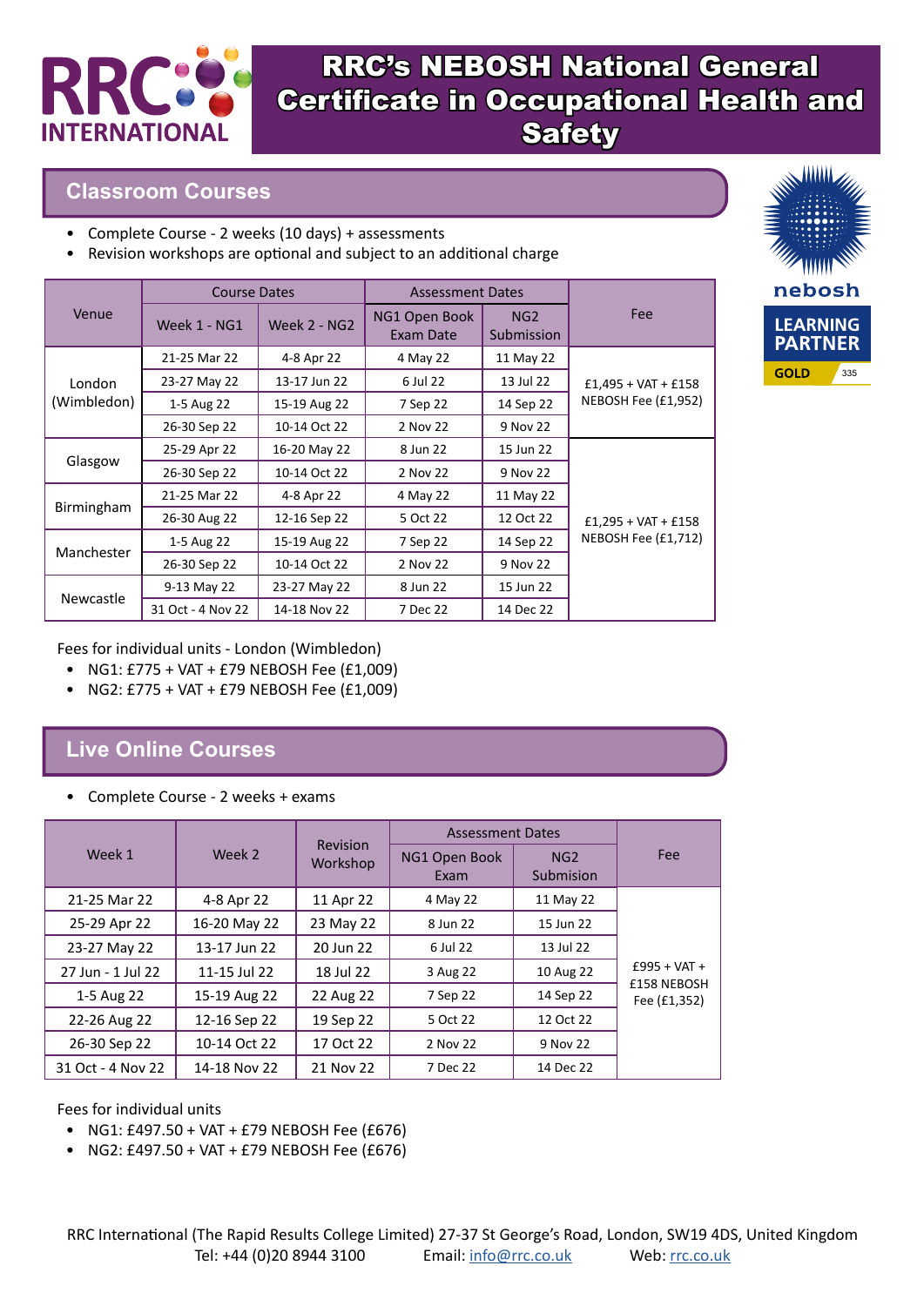# RRC's NEBOSH National General Certificate in Occupational Health and Safety

## Classroom Courses

- Complete Course - 2 weeks (10 days) + assessments
- Revision workshops are optional and subject to an additional charge

| Venue | Course Dates | | Assessment Dates | | Fee |
|---|---|---|---|---|---|
| | Week 1 - NG1 | Week 2 - NG2 | NG1 Open Book Exam Date | NG2 Submission | |
| London (Wimbledon) | 21-25 Mar 22 | 4-8 Apr 22 | 4 May 22 | 11 May 22 | £1,495 + VAT + £158 NEBOSH Fee (£1,952) |
| | 23-27 May 22 | 13-17 Jun 22 | 6 Jul 22 | 13 Jul 22 | |
| | 1-5 Aug 22 | 15-19 Aug 22 | 7 Sep 22 | 14 Sep 22 | |
| | 26-30 Sep 22 | 10-14 Oct 22 | 2 Nov 22 | 9 Nov 22 | |
| Glasgow | 25-29 Apr 22 | 16-20 May 22 | 8 Jun 22 | 15 Jun 22 | £1,295 + VAT + £158 NEBOSH Fee (£1,712) |
| | 26-30 Sep 22 | 10-14 Oct 22 | 2 Nov 22 | 9 Nov 22 | |
| Birmingham | 21-25 Mar 22 | 4-8 Apr 22 | 4 May 22 | 11 May 22 | |
| | 26-30 Aug 22 | 12-16 Sep 22 | 5 Oct 22 | 12 Oct 22 | |
| Manchester | 1-5 Aug 22 | 15-19 Aug 22 | 7 Sep 22 | 14 Sep 22 | |
| | 26-30 Sep 22 | 10-14 Oct 22 | 2 Nov 22 | 9 Nov 22 | |
| Newcastle | 9-13 May 22 | 23-27 May 22 | 8 Jun 22 | 15 Jun 22 | |
| | 31 Oct - 4 Nov 22 | 14-18 Nov 22 | 7 Dec 22 | 14 Dec 22 | |

Fees for individual units - London (Wimbledon)

- NG1: £775 + VAT + £79 NEBOSH Fee (£1,009)
- NG2: £775 + VAT + £79 NEBOSH Fee (£1,009)

## Live Online Courses

- Complete Course - 2 weeks + exams

| Week 1 | Week 2 | Revision Workshop | Assessment Dates | | Fee |
|---|---|---|---|---|---|
| | | | NG1 Open Book Exam | NG2 Submision | |
| 21-25 Mar 22 | 4-8 Apr 22 | 11 Apr 22 | 4 May 22 | 11 May 22 | £995 + VAT + £158 NEBOSH Fee (£1,352) |
| 25-29 Apr 22 | 16-20 May 22 | 23 May 22 | 8 Jun 22 | 15 Jun 22 | |
| 23-27 May 22 | 13-17 Jun 22 | 20 Jun 22 | 6 Jul 22 | 13 Jul 22 | |
| 27 Jun - 1 Jul 22 | 11-15 Jul 22 | 18 Jul 22 | 3 Aug 22 | 10 Aug 22 | |
| 1-5 Aug 22 | 15-19 Aug 22 | 22 Aug 22 | 7 Sep 22 | 14 Sep 22 | |
| 22-26 Aug 22 | 12-16 Sep 22 | 19 Sep 22 | 5 Oct 22 | 12 Oct 22 | |
| 26-30 Sep 22 | 10-14 Oct 22 | 17 Oct 22 | 2 Nov 22 | 9 Nov 22 | |
| 31 Oct - 4 Nov 22 | 14-18 Nov 22 | 21 Nov 22 | 7 Dec 22 | 14 Dec 22 | |

Fees for individual units

- NG1: £497.50 + VAT + £79 NEBOSH Fee (£676)
- NG2: £497.50 + VAT + £79 NEBOSH Fee (£676)

RRC International (The Rapid Results College Limited) 27-37 St George's Road, London, SW19 4DS, United Kingdom
Tel: +44 (0)20 8944 3100 Email: info@rrc.co.uk Web: rrc.co.uk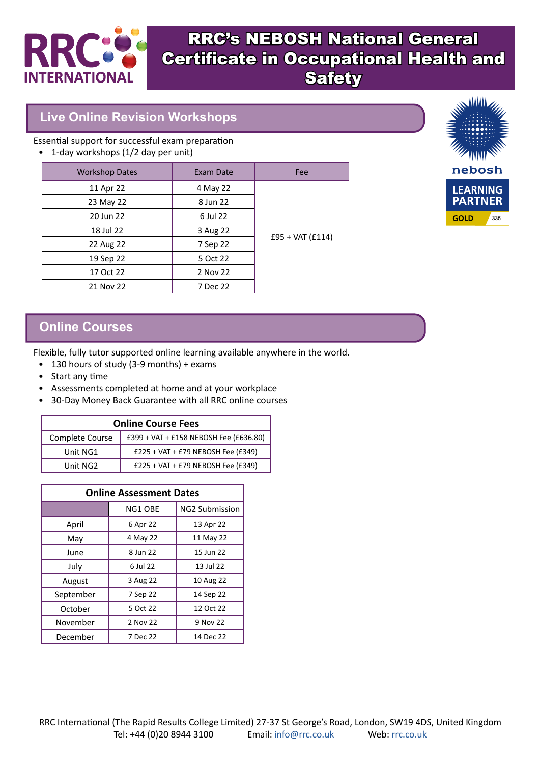# RRC's NEBOSH National General Certificate in Occupational Health and Safety

## Live Online Revision Workshops

Essential support for successful exam preparation

- 1-day workshops (1/2 day per unit)

| Workshop Dates | Exam Date | Fee |
|---|---|---|
| 11 Apr 22 | 4 May 22 | £95 + VAT (£114) |
| 23 May 22 | 8 Jun 22 | |
| 20 Jun 22 | 6 Jul 22 | |
| 18 Jul 22 | 3 Aug 22 | |
| 22 Aug 22 | 7 Sep 22 | |
| 19 Sep 22 | 5 Oct 22 | |
| 17 Oct 22 | 2 Nov 22 | |
| 21 Nov 22 | 7 Dec 22 | |

## Online Courses

Flexible, fully tutor supported online learning available anywhere in the world.

- 130 hours of study (3-9 months) + exams
- Start any time
- Assessments completed at home and at your workplace
- 30-Day Money Back Guarantee with all RRC online courses

| Online Course Fees | |
|---|---|
| Complete Course | £399 + VAT + £158 NEBOSH Fee (£636.80) |
| Unit NG1 | £225 + VAT + £79 NEBOSH Fee (£349) |
| Unit NG2 | £225 + VAT + £79 NEBOSH Fee (£349) |

| Online Assessment Dates | | |
|---|---|---|
| | NG1 OBE | NG2 Submission |
| April | 6 Apr 22 | 13 Apr 22 |
| May | 4 May 22 | 11 May 22 |
| June | 8 Jun 22 | 15 Jun 22 |
| July | 6 Jul 22 | 13 Jul 22 |
| August | 3 Aug 22 | 10 Aug 22 |
| September | 7 Sep 22 | 14 Sep 22 |
| October | 5 Oct 22 | 12 Oct 22 |
| November | 2 Nov 22 | 9 Nov 22 |
| December | 7 Dec 22 | 14 Dec 22 |

RRC International (The Rapid Results College Limited) 27-37 St George's Road, London, SW19 4DS, United Kingdom
Tel: +44 (0)20 8944 3100 Email: info@rrc.co.uk Web: rrc.co.uk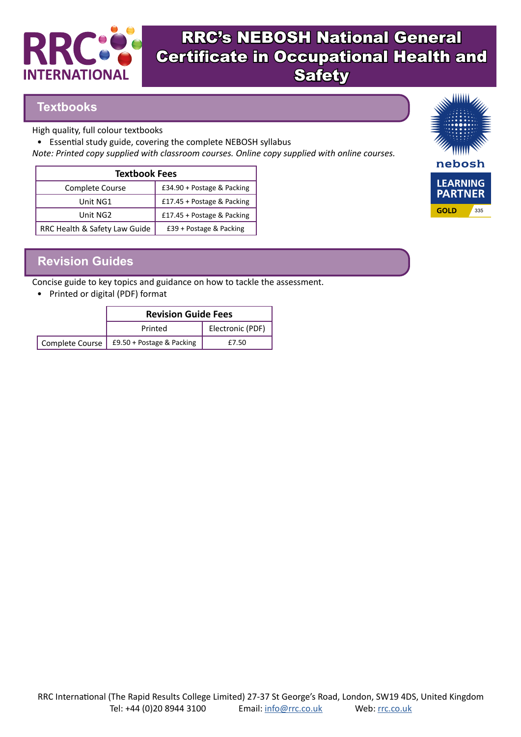# RRC's NEBOSH National General Certificate in Occupational Health and Safety

## Textbooks

High quality, full colour textbooks

- Essential study guide, covering the complete NEBOSH syllabus

*Note: Printed copy supplied with classroom courses. Online copy supplied with online courses.*

| Textbook Fees | |
|---|---|
| Complete Course | £34.90 + Postage & Packing |
| Unit NG1 | £17.45 + Postage & Packing |
| Unit NG2 | £17.45 + Postage & Packing |
| RRC Health & Safety Law Guide | £39 + Postage & Packing |

## Revision Guides

Concise guide to key topics and guidance on how to tackle the assessment.

- Printed or digital (PDF) format

| | Revision Guide Fees | |
|---|---|---|
| | Printed | Electronic (PDF) |
| Complete Course | £9.50 + Postage & Packing | £7.50 |

RRC International (The Rapid Results College Limited) 27-37 St George's Road, London, SW19 4DS, United Kingdom
Tel: +44 (0)20 8944 3100 Email: info@rrc.co.uk Web: rrc.co.uk